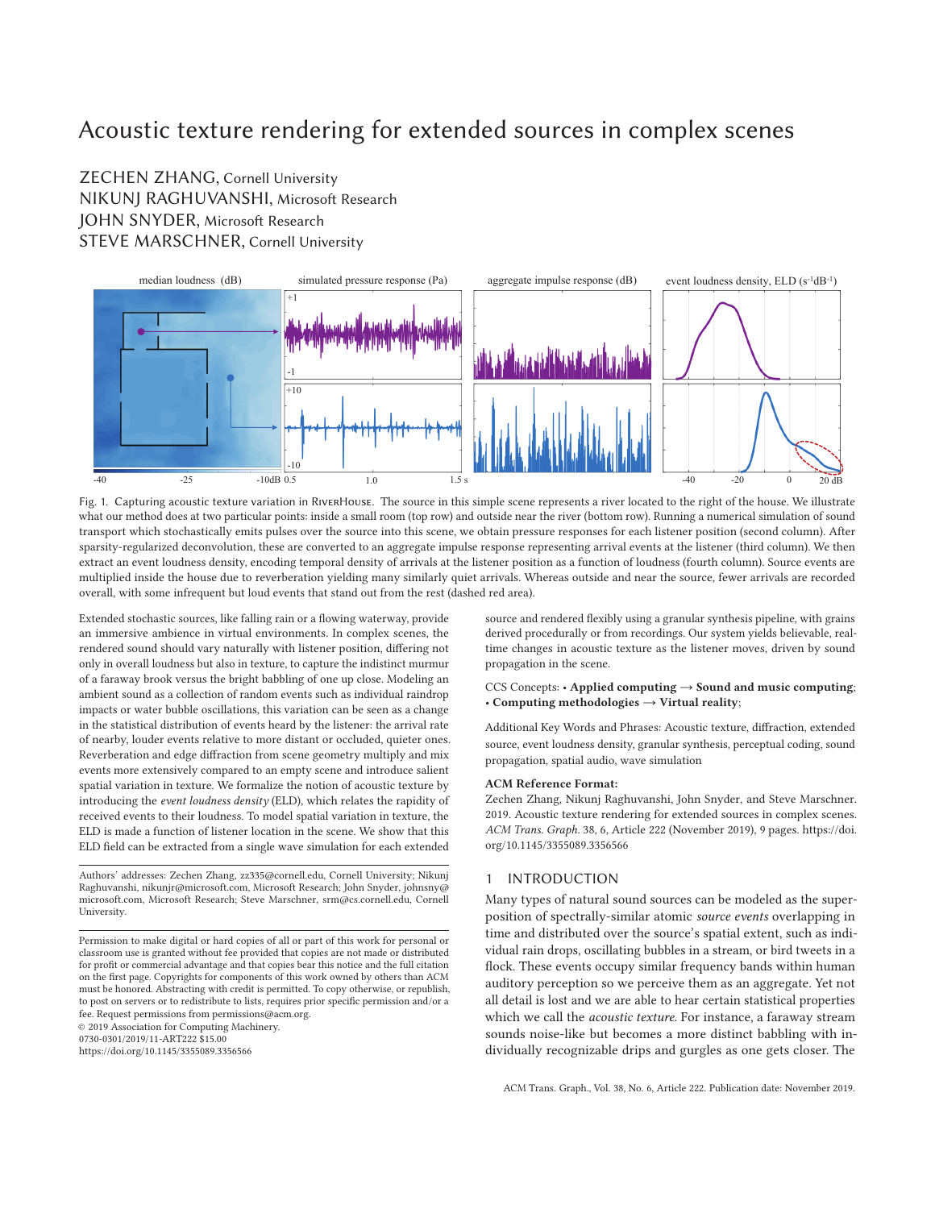# Acoustic texture rendering for extended sources in complex scenes

ZECHEN ZHANG, Cornell University
NIKUNJ RAGHUVANSHI, Microsoft Research
JOHN SNYDER, Microsoft Research
STEVE MARSCHNER, Cornell University

Fig. 1. Capturing acoustic texture variation in RiverHouse. The source in this simple scene represents a river located to the right of the house. We illustrate what our method does at two particular points: inside a small room (top row) and outside near the river (bottom row). Running a numerical simulation of sound transport which stochastically emits pulses over the source into this scene, we obtain pressure responses for each listener position (second column). After sparsity-regularized deconvolution, these are converted to an aggregate impulse response representing arrival events at the listener (third column). We then extract an event loudness density, encoding temporal density of arrivals at the listener position as a function of loudness (fourth column). Source events are multiplied inside the house due to reverberation yielding many similarly quiet arrivals. Whereas outside and near the source, fewer arrivals are recorded overall, with some infrequent but loud events that stand out from the rest (dashed red area).

Extended stochastic sources, like falling rain or a flowing waterway, provide an immersive ambience in virtual environments. In complex scenes, the rendered sound should vary naturally with listener position, differing not only in overall loudness but also in texture, to capture the indistinct murmur of a faraway brook versus the bright babbling of one up close. Modeling an ambient sound as a collection of random events such as individual raindrop impacts or water bubble oscillations, this variation can be seen as a change in the statistical distribution of events heard by the listener: the arrival rate of nearby, louder events relative to more distant or occluded, quieter ones. Reverberation and edge diffraction from scene geometry multiply and mix events more extensively compared to an empty scene and introduce salient spatial variation in texture. We formalize the notion of acoustic texture by introducing the *event loudness density* (ELD), which relates the rapidity of received events to their loudness. To model spatial variation in texture, the ELD is made a function of listener location in the scene. We show that this ELD field can be extracted from a single wave simulation for each extended source and rendered flexibly using a granular synthesis pipeline, with grains derived procedurally or from recordings. Our system yields believable, real-time changes in acoustic texture as the listener moves, driven by sound propagation in the scene.

CCS Concepts: • **Applied computing** → **Sound and music computing**; • **Computing methodologies** → **Virtual reality**;

Additional Key Words and Phrases: Acoustic texture, diffraction, extended source, event loudness density, granular synthesis, perceptual coding, sound propagation, spatial audio, wave simulation

**ACM Reference Format:**
Zechen Zhang, Nikunj Raghuvanshi, John Snyder, and Steve Marschner. 2019. Acoustic texture rendering for extended sources in complex scenes. *ACM Trans. Graph.* 38, 6, Article 222 (November 2019), 9 pages. https://doi.org/10.1145/3355089.3356566

Authors' addresses: Zechen Zhang, zz335@cornell.edu, Cornell University; Nikunj Raghuvanshi, nikunjr@microsoft.com, Microsoft Research; John Snyder, johnsny@microsoft.com, Microsoft Research; Steve Marschner, srm@cs.cornell.edu, Cornell University.

Permission to make digital or hard copies of all or part of this work for personal or classroom use is granted without fee provided that copies are not made or distributed for profit or commercial advantage and that copies bear this notice and the full citation on the first page. Copyrights for components of this work owned by others than ACM must be honored. Abstracting with credit is permitted. To copy otherwise, or republish, to post on servers or to redistribute to lists, requires prior specific permission and/or a fee. Request permissions from permissions@acm.org.
© 2019 Association for Computing Machinery.
0730-0301/2019/11-ART222 $15.00
https://doi.org/10.1145/3355089.3356566

## 1 INTRODUCTION

Many types of natural sound sources can be modeled as the superposition of spectrally-similar atomic *source events* overlapping in time and distributed over the source's spatial extent, such as individual rain drops, oscillating bubbles in a stream, or bird tweets in a flock. These events occupy similar frequency bands within human auditory perception so we perceive them as an aggregate. Yet not all detail is lost and we are able to hear certain statistical properties which we call the *acoustic texture*. For instance, a faraway stream sounds noise-like but becomes a more distinct babbling with individually recognizable drips and gurgles as one gets closer. The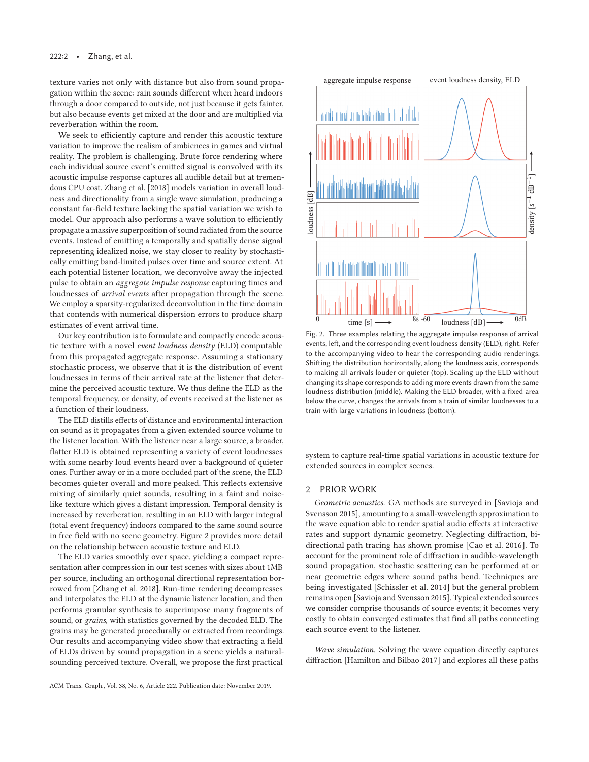texture varies not only with distance but also from sound propagation within the scene: rain sounds different when heard indoors through a door compared to outside, not just because it gets fainter, but also because events get mixed at the door and are multiplied via reverberation within the room.

We seek to efficiently capture and render this acoustic texture variation to improve the realism of ambiences in games and virtual reality. The problem is challenging. Brute force rendering where each individual source event's emitted signal is convolved with its acoustic impulse response captures all audible detail but at tremendous CPU cost. Zhang et al. [2018] models variation in overall loudness and directionality from a single wave simulation, producing a constant far-field texture lacking the spatial variation we wish to model. Our approach also performs a wave solution to efficiently propagate a massive superposition of sound radiated from the source events. Instead of emitting a temporally and spatially dense signal representing idealized noise, we stay closer to reality by stochastically emitting band-limited pulses over time and source extent. At each potential listener location, we deconvolve away the injected pulse to obtain an *aggregate impulse response* capturing times and loudnesses of *arrival events* after propagation through the scene. We employ a sparsity-regularized deconvolution in the time domain that contends with numerical dispersion errors to produce sharp estimates of event arrival time.

Our key contribution is to formulate and compactly encode acoustic texture with a novel *event loudness density* (ELD) computable from this propagated aggregate response. Assuming a stationary stochastic process, we observe that it is the distribution of event loudnesses in terms of their arrival rate at the listener that determine the perceived acoustic texture. We thus define the ELD as the temporal frequency, or density, of events received at the listener as a function of their loudness.

The ELD distills effects of distance and environmental interaction on sound as it propagates from a given extended source volume to the listener location. With the listener near a large source, a broader, flatter ELD is obtained representing a variety of event loudnesses with some nearby loud events heard over a background of quieter ones. Further away or in a more occluded part of the scene, the ELD becomes quieter overall and more peaked. This reflects extensive mixing of similarly quiet sounds, resulting in a faint and noise-like texture which gives a distant impression. Temporal density is increased by reverberation, resulting in an ELD with larger integral (total event frequency) indoors compared to the same sound source in free field with no scene geometry. Figure 2 provides more detail on the relationship between acoustic texture and ELD.

The ELD varies smoothly over space, yielding a compact representation after compression in our test scenes with sizes about 1MB per source, including an orthogonal directional representation borrowed from [Zhang et al. 2018]. Run-time rendering decompresses and interpolates the ELD at the dynamic listener location, and then performs granular synthesis to superimpose many fragments of sound, or *grains*, with statistics governed by the decoded ELD. The grains may be generated procedurally or extracted from recordings. Our results and accompanying video show that extracting a field of ELDs driven by sound propagation in a scene yields a natural-sounding perceived texture. Overall, we propose the first practical system to capture real-time spatial variations in acoustic texture for extended sources in complex scenes.

Fig. 2. Three examples relating the aggregate impulse response of arrival events, left, and the corresponding event loudness density (ELD), right. Refer to the accompanying video to hear the corresponding audio renderings. Shifting the distribution horizontally, along the loudness axis, corresponds to making all arrivals louder or quieter (top). Scaling up the ELD without changing its shape corresponds to adding more events drawn from the same loudness distribution (middle). Making the ELD broader, with a fixed area below the curve, changes the arrivals from a train of similar loudnesses to a train with large variations in loudness (bottom).

## 2 PRIOR WORK

*Geometric acoustics.* GA methods are surveyed in [Savioja and Svensson 2015], amounting to a small-wavelength approximation to the wave equation able to render spatial audio effects at interactive rates and support dynamic geometry. Neglecting diffraction, bidirectional path tracing has shown promise [Cao et al. 2016]. To account for the prominent role of diffraction in audible-wavelength sound propagation, stochastic scattering can be performed at or near geometric edges where sound paths bend. Techniques are being investigated [Schissler et al. 2014] but the general problem remains open [Savioja and Svensson 2015]. Typical extended sources we consider comprise thousands of source events; it becomes very costly to obtain converged estimates that find all paths connecting each source event to the listener.

*Wave simulation.* Solving the wave equation directly captures diffraction [Hamilton and Bilbao 2017] and explores all these paths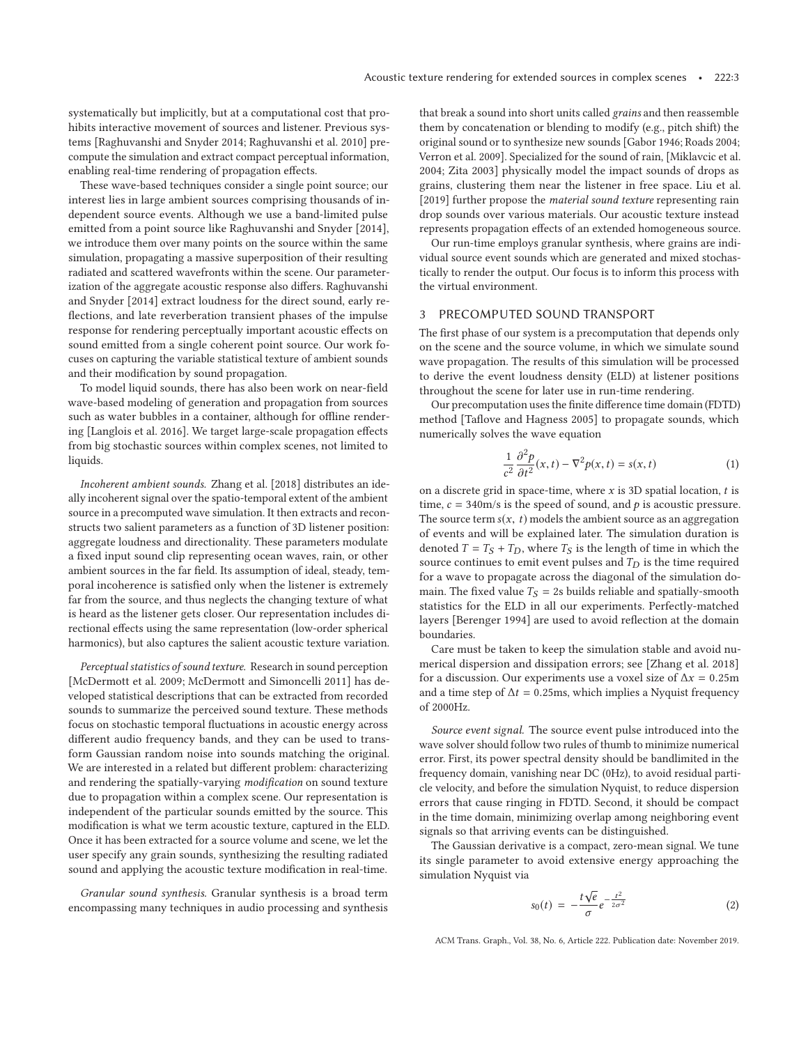systematically but implicitly, but at a computational cost that prohibits interactive movement of sources and listener. Previous systems [Raghuvanshi and Snyder 2014; Raghuvanshi et al. 2010] precompute the simulation and extract compact perceptual information, enabling real-time rendering of propagation effects.

These wave-based techniques consider a single point source; our interest lies in large ambient sources comprising thousands of independent source events. Although we use a band-limited pulse emitted from a point source like Raghuvanshi and Snyder [2014], we introduce them over many points on the source within the same simulation, propagating a massive superposition of their resulting radiated and scattered wavefronts within the scene. Our parameterization of the aggregate acoustic response also differs. Raghuvanshi and Snyder [2014] extract loudness for the direct sound, early reflections, and late reverberation transient phases of the impulse response for rendering perceptually important acoustic effects on sound emitted from a single coherent point source. Our work focuses on capturing the variable statistical texture of ambient sounds and their modification by sound propagation.

To model liquid sounds, there has also been work on near-field wave-based modeling of generation and propagation from sources such as water bubbles in a container, although for offline rendering [Langlois et al. 2016]. We target large-scale propagation effects from big stochastic sources within complex scenes, not limited to liquids.

*Incoherent ambient sounds.* Zhang et al. [2018] distributes an ideally incoherent signal over the spatio-temporal extent of the ambient source in a precomputed wave simulation. It then extracts and reconstructs two salient parameters as a function of 3D listener position: aggregate loudness and directionality. These parameters modulate a fixed input sound clip representing ocean waves, rain, or other ambient sources in the far field. Its assumption of ideal, steady, temporal incoherence is satisfied only when the listener is extremely far from the source, and thus neglects the changing texture of what is heard as the listener gets closer. Our representation includes directional effects using the same representation (low-order spherical harmonics), but also captures the salient acoustic texture variation.

*Perceptual statistics of sound texture.* Research in sound perception [McDermott et al. 2009; McDermott and Simoncelli 2011] has developed statistical descriptions that can be extracted from recorded sounds to summarize the perceived sound texture. These methods focus on stochastic temporal fluctuations in acoustic energy across different audio frequency bands, and they can be used to transform Gaussian random noise into sounds matching the original. We are interested in a related but different problem: characterizing and rendering the spatially-varying *modification* on sound texture due to propagation within a complex scene. Our representation is independent of the particular sounds emitted by the source. This modification is what we term acoustic texture, captured in the ELD. Once it has been extracted for a source volume and scene, we let the user specify any grain sounds, synthesizing the resulting radiated sound and applying the acoustic texture modification in real-time.

*Granular sound synthesis.* Granular synthesis is a broad term encompassing many techniques in audio processing and synthesis that break a sound into short units called *grains* and then reassemble them by concatenation or blending to modify (e.g., pitch shift) the original sound or to synthesize new sounds [Gabor 1946; Roads 2004; Verron et al. 2009]. Specialized for the sound of rain, [Miklavcic et al. 2004; Zita 2003] physically model the impact sounds of drops as grains, clustering them near the listener in free space. Liu et al. [2019] further propose the *material sound texture* representing rain drop sounds over various materials. Our acoustic texture instead represents propagation effects of an extended homogeneous source.

Our run-time employs granular synthesis, where grains are individual source event sounds which are generated and mixed stochastically to render the output. Our focus is to inform this process with the virtual environment.

## 3 PRECOMPUTED SOUND TRANSPORT

The first phase of our system is a precomputation that depends only on the scene and the source volume, in which we simulate sound wave propagation. The results of this simulation will be processed to derive the event loudness density (ELD) at listener positions throughout the scene for later use in run-time rendering.

Our precomputation uses the finite difference time domain (FDTD) method [Taflove and Hagness 2005] to propagate sounds, which numerically solves the wave equation

$$\frac{1}{c^2}\frac{\partial^2 p}{\partial t^2}(x,t) - \nabla^2 p(x,t) = s(x,t) \tag{1}$$

on a discrete grid in space-time, where $x$ is 3D spatial location, $t$ is time, $c = 340$m/s is the speed of sound, and $p$ is acoustic pressure. The source term $s(x, t)$ models the ambient source as an aggregation of events and will be explained later. The simulation duration is denoted $T = T_S + T_D$, where $T_S$ is the length of time in which the source continues to emit event pulses and $T_D$ is the time required for a wave to propagate across the diagonal of the simulation domain. The fixed value $T_S = 2$s builds reliable and spatially-smooth statistics for the ELD in all our experiments. Perfectly-matched layers [Berenger 1994] are used to avoid reflection at the domain boundaries.

Care must be taken to keep the simulation stable and avoid numerical dispersion and dissipation errors; see [Zhang et al. 2018] for a discussion. Our experiments use a voxel size of $\Delta x = 0.25$m and a time step of $\Delta t = 0.25$ms, which implies a Nyquist frequency of 2000Hz.

*Source event signal.* The source event pulse introduced into the wave solver should follow two rules of thumb to minimize numerical error. First, its power spectral density should be bandlimited in the frequency domain, vanishing near DC (0Hz), to avoid residual particle velocity, and before the simulation Nyquist, to reduce dispersion errors that cause ringing in FDTD. Second, it should be compact in the time domain, minimizing overlap among neighboring event signals so that arriving events can be distinguished.

The Gaussian derivative is a compact, zero-mean signal. We tune its single parameter to avoid extensive energy approaching the simulation Nyquist via

$$s_0(t) \;=\; -\frac{t\sqrt{e}}{\sigma} e^{-\frac{t^2}{2\sigma^2}} \tag{2}$$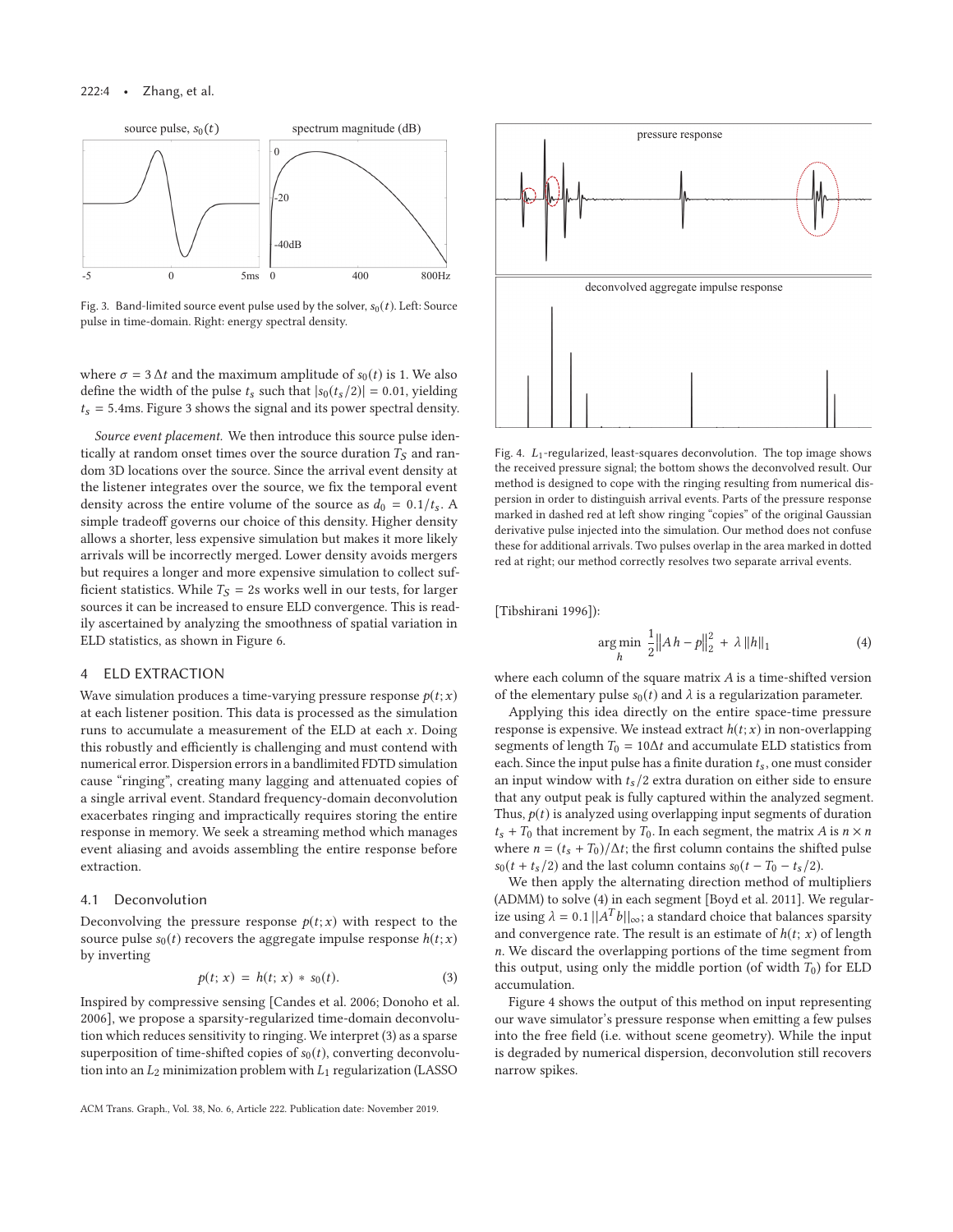Fig. 3. Band-limited source event pulse used by the solver, $s_0(t)$. Left: Source pulse in time-domain. Right: energy spectral density.

where $\sigma = 3\,\Delta t$ and the maximum amplitude of $s_0(t)$ is 1. We also define the width of the pulse $t_s$ such that $|s_0(t_s/2)| = 0.01$, yielding $t_s = 5.4$ms. Figure 3 shows the signal and its power spectral density.

*Source event placement.* We then introduce this source pulse identically at random onset times over the source duration $T_S$ and random 3D locations over the source. Since the arrival event density at the listener integrates over the source, we fix the temporal event density across the entire volume of the source as $d_0 = 0.1/t_s$. A simple tradeoff governs our choice of this density. Higher density allows a shorter, less expensive simulation but makes it more likely arrivals will be incorrectly merged. Lower density avoids mergers but requires a longer and more expensive simulation to collect sufficient statistics. While $T_S = 2$s works well in our tests, for larger sources it can be increased to ensure ELD convergence. This is readily ascertained by analyzing the smoothness of spatial variation in ELD statistics, as shown in Figure 6.

## 4 ELD EXTRACTION

Wave simulation produces a time-varying pressure response $p(t; x)$ at each listener position. This data is processed as the simulation runs to accumulate a measurement of the ELD at each $x$. Doing this robustly and efficiently is challenging and must contend with numerical error. Dispersion errors in a bandlimited FDTD simulation cause "ringing", creating many lagging and attenuated copies of a single arrival event. Standard frequency-domain deconvolution exacerbates ringing and impractically requires storing the entire response in memory. We seek a streaming method which manages event aliasing and avoids assembling the entire response before extraction.

### 4.1 Deconvolution

Deconvolving the pressure response $p(t; x)$ with respect to the source pulse $s_0(t)$ recovers the aggregate impulse response $h(t; x)$ by inverting

$$p(t;\, x) \,=\, h(t;\, x) \,*\, s_0(t). \tag{3}$$

Inspired by compressive sensing [Candes et al. 2006; Donoho et al. 2006], we propose a sparsity-regularized time-domain deconvolution which reduces sensitivity to ringing. We interpret (3) as a sparse superposition of time-shifted copies of $s_0(t)$, converting deconvolution into an $L_2$ minimization problem with $L_1$ regularization (LASSO [Tibshirani 1996]):

$$\arg\min_{h}\; \frac{1}{2}\left\|A\,h - p\right\|_2^2 \,+\, \lambda\,\|h\|_1 \tag{4}$$

where each column of the square matrix $A$ is a time-shifted version of the elementary pulse $s_0(t)$ and $\lambda$ is a regularization parameter.

Fig. 4. $L_1$-regularized, least-squares deconvolution. The top image shows the received pressure signal; the bottom shows the deconvolved result. Our method is designed to cope with the ringing resulting from numerical dispersion in order to distinguish arrival events. Parts of the pressure response marked in dashed red at left show ringing "copies" of the original Gaussian derivative pulse injected into the simulation. Our method does not confuse these for additional arrivals. Two pulses overlap in the area marked in dotted red at right; our method correctly resolves two separate arrival events.

Applying this idea directly on the entire space-time pressure response is expensive. We instead extract $h(t; x)$ in non-overlapping segments of length $T_0 = 10\Delta t$ and accumulate ELD statistics from each. Since the input pulse has a finite duration $t_s$, one must consider an input window with $t_s/2$ extra duration on either side to ensure that any output peak is fully captured within the analyzed segment. Thus, $p(t)$ is analyzed using overlapping input segments of duration $t_s + T_0$ that increment by $T_0$. In each segment, the matrix $A$ is $n \times n$ where $n = (t_s + T_0)/\Delta t$; the first column contains the shifted pulse $s_0(t + t_s/2)$ and the last column contains $s_0(t - T_0 - t_s/2)$.

We then apply the alternating direction method of multipliers (ADMM) to solve (4) in each segment [Boyd et al. 2011]. We regularize using $\lambda = 0.1\,||A^T b||_\infty$; a standard choice that balances sparsity and convergence rate. The result is an estimate of $h(t;\, x)$ of length $n$. We discard the overlapping portions of the time segment from this output, using only the middle portion (of width $T_0$) for ELD accumulation.

Figure 4 shows the output of this method on input representing our wave simulator's pressure response when emitting a few pulses into the free field (i.e. without scene geometry). While the input is degraded by numerical dispersion, deconvolution still recovers narrow spikes.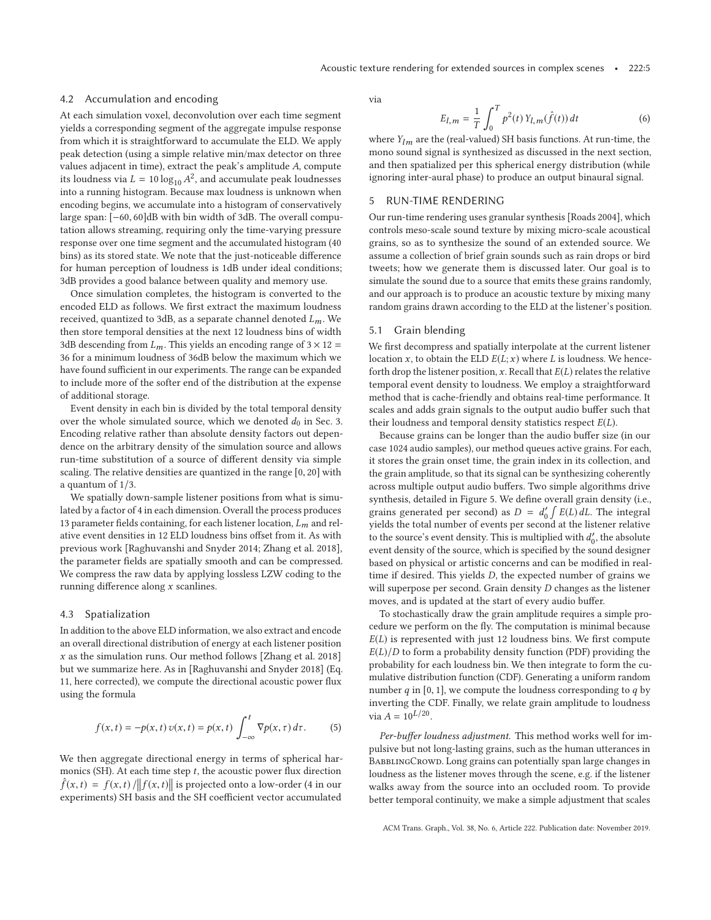### 4.2 Accumulation and encoding

At each simulation voxel, deconvolution over each time segment yields a corresponding segment of the aggregate impulse response from which it is straightforward to accumulate the ELD. We apply peak detection (using a simple relative min/max detector on three values adjacent in time), extract the peak's amplitude $A$, compute its loudness via $L = 10 \log_{10} A^2$, and accumulate peak loudnesses into a running histogram. Because max loudness is unknown when encoding begins, we accumulate into a histogram of conservatively large span: $[-60, 60]$dB with bin width of 3dB. The overall computation allows streaming, requiring only the time-varying pressure response over one time segment and the accumulated histogram (40 bins) as its stored state. We note that the just-noticeable difference for human perception of loudness is 1dB under ideal conditions; 3dB provides a good balance between quality and memory use.

Once simulation completes, the histogram is converted to the encoded ELD as follows. We first extract the maximum loudness received, quantized to 3dB, as a separate channel denoted $L_m$. We then store temporal densities at the next 12 loudness bins of width 3dB descending from $L_m$. This yields an encoding range of $3 \times 12 = 36$ for a minimum loudness of 36dB below the maximum which we have found sufficient in our experiments. The range can be expanded to include more of the softer end of the distribution at the expense of additional storage.

Event density in each bin is divided by the total temporal density over the whole simulated source, which we denoted $d_0$ in Sec. 3. Encoding relative rather than absolute density factors out dependence on the arbitrary density of the simulation source and allows run-time substitution of a source of different density via simple scaling. The relative densities are quantized in the range $[0, 20]$ with a quantum of $1/3$.

We spatially down-sample listener positions from what is simulated by a factor of 4 in each dimension. Overall the process produces 13 parameter fields containing, for each listener location, $L_m$ and relative event densities in 12 ELD loudness bins offset from it. As with previous work [Raghuvanshi and Snyder 2014; Zhang et al. 2018], the parameter fields are spatially smooth and can be compressed. We compress the raw data by applying lossless LZW coding to the running difference along $x$ scanlines.

### 4.3 Spatialization

In addition to the above ELD information, we also extract and encode an overall directional distribution of energy at each listener position $x$ as the simulation runs. Our method follows [Zhang et al. 2018] but we summarize here. As in [Raghuvanshi and Snyder 2018] (Eq. 11, here corrected), we compute the directional acoustic power flux using the formula

$$f(x, t) = -p(x, t)\, v(x, t) = p(x, t) \int_{-\infty}^{t} \nabla p(x, \tau)\, d\tau. \tag{5}$$

We then aggregate directional energy in terms of spherical harmonics (SH). At each time step $t$, the acoustic power flux direction $\hat{f}(x, t) = f(x, t) / \|f(x, t)\|$ is projected onto a low-order (4 in our experiments) SH basis and the SH coefficient vector accumulated via

$$E_{l,m} = \frac{1}{T} \int_0^T p^2(t)\, Y_{l,m}(\hat{f}(t))\, dt \tag{6}$$

where $Y_{lm}$ are the (real-valued) SH basis functions. At run-time, the mono sound signal is synthesized as discussed in the next section, and then spatialized per this spherical energy distribution (while ignoring inter-aural phase) to produce an output binaural signal.

## 5 RUN-TIME RENDERING

Our run-time rendering uses granular synthesis [Roads 2004], which controls meso-scale sound texture by mixing micro-scale acoustical grains, so as to synthesize the sound of an extended source. We assume a collection of brief grain sounds such as rain drops or bird tweets; how we generate them is discussed later. Our goal is to simulate the sound due to a source that emits these grains randomly, and our approach is to produce an acoustic texture by mixing many random grains drawn according to the ELD at the listener's position.

### 5.1 Grain blending

We first decompress and spatially interpolate at the current listener location $x$, to obtain the ELD $E(L; x)$ where $L$ is loudness. We henceforth drop the listener position, $x$. Recall that $E(L)$ relates the relative temporal event density to loudness. We employ a straightforward method that is cache-friendly and obtains real-time performance. It scales and adds grain signals to the output audio buffer such that their loudness and temporal density statistics respect $E(L)$.

Because grains can be longer than the audio buffer size (in our case 1024 audio samples), our method queues active grains. For each, it stores the grain onset time, the grain index in its collection, and the grain amplitude, so that its signal can be synthesizing coherently across multiple output audio buffers. Two simple algorithms drive synthesis, detailed in Figure 5. We define overall grain density (i.e., grains generated per second) as $D = d_0' \int E(L)\, dL$. The integral yields the total number of events per second at the listener relative to the source's event density. This is multiplied with $d_0'$, the absolute event density of the source, which is specified by the sound designer based on physical or artistic concerns and can be modified in real-time if desired. This yields $D$, the expected number of grains we will superpose per second. Grain density $D$ changes as the listener moves, and is updated at the start of every audio buffer.

To stochastically draw the grain amplitude requires a simple procedure we perform on the fly. The computation is minimal because $E(L)$ is represented with just 12 loudness bins. We first compute $E(L)/D$ to form a probability density function (PDF) providing the probability for each loudness bin. We then integrate to form the cumulative distribution function (CDF). Generating a uniform random number $q$ in $[0, 1]$, we compute the loudness corresponding to $q$ by inverting the CDF. Finally, we relate grain amplitude to loudness via $A = 10^{L/20}$.

*Per-buffer loudness adjustment.* This method works well for impulsive but not long-lasting grains, such as the human utterances in BabblingCrowd. Long grains can potentially span large changes in loudness as the listener moves through the scene, e.g. if the listener walks away from the source into an occluded room. To provide better temporal continuity, we make a simple adjustment that scales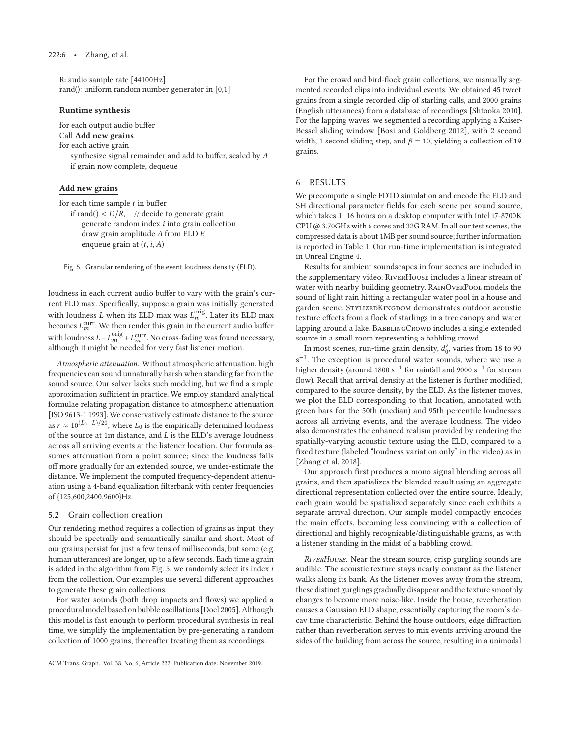R: audio sample rate [44100Hz]
rand(): uniform random number generator in [0,1]

**Runtime synthesis**

```
for each output audio buffer
Call Add new grains
for each active grain
    synthesize signal remainder and add to buffer, scaled by A
    if grain now complete, dequeue
```

**Add new grains**

```
for each time sample t in buffer
    if rand() < D/R,    // decide to generate grain
        generate random index i into grain collection
        draw grain amplitude A from ELD E
        enqueue grain at (t, i, A)
```

Fig. 5. Granular rendering of the event loudness density (ELD).

loudness in each current audio buffer to vary with the grain's current ELD max. Specifically, suppose a grain was initially generated with loudness $L$ when its ELD max was $L_m^{\text{orig}}$. Later its ELD max becomes $L_m^{\text{curr}}$. We then render this grain in the current audio buffer with loudness $L - L_m^{\text{orig}} + L_m^{\text{curr}}$. No cross-fading was found necessary, although it might be needed for very fast listener motion.

*Atmospheric attenuation.* Without atmospheric attenuation, high frequencies can sound unnaturally harsh when standing far from the sound source. Our solver lacks such modeling, but we find a simple approximation sufficient in practice. We employ standard analytical formulae relating propagation distance to atmospheric attenuation [ISO 9613-1 1993]. We conservatively estimate distance to the source as $r \approx 10^{(L_0 - L)/20}$, where $L_0$ is the empirically determined loudness of the source at 1m distance, and $L$ is the ELD's average loudness across all arriving events at the listener location. Our formula assumes attenuation from a point source; since the loudness falls off more gradually for an extended source, we under-estimate the distance. We implement the computed frequency-dependent attenuation using a 4-band equalization filterbank with center frequencies of {125,600,2400,9600}Hz.

### 5.2 Grain collection creation

Our rendering method requires a collection of grains as input; they should be spectrally and semantically similar and short. Most of our grains persist for just a few tens of milliseconds, but some (e.g. human utterances) are longer, up to a few seconds. Each time a grain is added in the algorithm from Fig. 5, we randomly select its index $i$ from the collection. Our examples use several different approaches to generate these grain collections.

For water sounds (both drop impacts and flows) we applied a procedural model based on bubble oscillations [Doel 2005]. Although this model is fast enough to perform procedural synthesis in real time, we simplify the implementation by pre-generating a random collection of 1000 grains, thereafter treating them as recordings.

For the crowd and bird-flock grain collections, we manually segmented recorded clips into individual events. We obtained 45 tweet grains from a single recorded clip of starling calls, and 2000 grains (English utterances) from a database of recordings [Shtooka 2010]. For the lapping waves, we segmented a recording applying a Kaiser-Bessel sliding window [Bosi and Goldberg 2012], with 2 second width, 1 second sliding step, and $\beta = 10$, yielding a collection of 19 grains.

## 6 RESULTS

We precompute a single FDTD simulation and encode the ELD and SH directional parameter fields for each scene per sound source, which takes 1–16 hours on a desktop computer with Intel i7-8700K CPU @ 3.70GHz with 6 cores and 32G RAM. In all our test scenes, the compressed data is about 1MB per sound source; further information is reported in Table 1. Our run-time implementation is integrated in Unreal Engine 4.

Results for ambient soundscapes in four scenes are included in the supplementary video. RiverHouse includes a linear stream of water with nearby building geometry. RainOverPool models the sound of light rain hitting a rectangular water pool in a house and garden scene. StylizedKingdom demonstrates outdoor acoustic texture effects from a flock of starlings in a tree canopy and water lapping around a lake. BabblingCrowd includes a single extended source in a small room representing a babbling crowd.

In most scenes, run-time grain density, $d_0'$, varies from 18 to 90 $\text{s}^{-1}$. The exception is procedural water sounds, where we use a higher density (around 1800 $\text{s}^{-1}$ for rainfall and 9000 $\text{s}^{-1}$ for stream flow). Recall that arrival density at the listener is further modified, compared to the source density, by the ELD. As the listener moves, we plot the ELD corresponding to that location, annotated with green bars for the 50th (median) and 95th percentile loudnesses across all arriving events, and the average loudness. The video also demonstrates the enhanced realism provided by rendering the spatially-varying acoustic texture using the ELD, compared to a fixed texture (labeled "loudness variation only" in the video) as in [Zhang et al. 2018].

Our approach first produces a mono signal blending across all grains, and then spatializes the blended result using an aggregate directional representation collected over the entire source. Ideally, each grain would be spatialized separately since each exhibits a separate arrival direction. Our simple model compactly encodes the main effects, becoming less convincing with a collection of directional and highly recognizable/distinguishable grains, as with a listener standing in the midst of a babbling crowd.

*RiverHouse.* Near the stream source, crisp gurgling sounds are audible. The acoustic texture stays nearly constant as the listener walks along its bank. As the listener moves away from the stream, these distinct gurglings gradually disappear and the texture smoothly changes to become more noise-like. Inside the house, reverberation causes a Gaussian ELD shape, essentially capturing the room's decay time characteristic. Behind the house outdoors, edge diffraction rather than reverberation serves to mix events arriving around the sides of the building from across the source, resulting in a unimodal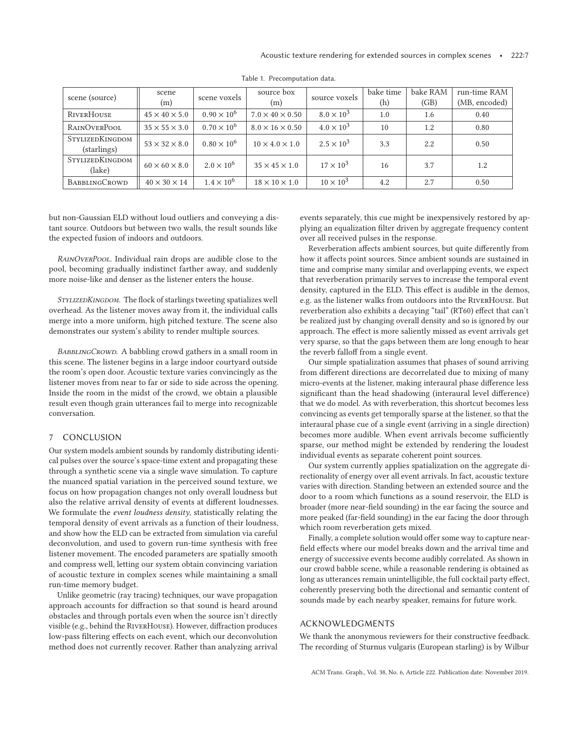Table 1. Precomputation data.

| scene (source) | scene (m) | scene voxels | source box (m) | source voxels | bake time (h) | bake RAM (GB) | run-time RAM (MB, encoded) |
|---|---|---|---|---|---|---|---|
| RiverHouse | $45 \times 40 \times 5.0$ | $0.90 \times 10^6$ | $7.0 \times 40 \times 0.50$ | $8.0 \times 10^3$ | 1.0 | 1.6 | 0.40 |
| RainOverPool | $35 \times 55 \times 3.0$ | $0.70 \times 10^6$ | $8.0 \times 16 \times 0.50$ | $4.0 \times 10^3$ | 10 | 1.2 | 0.80 |
| StylizedKingdom (starlings) | $53 \times 32 \times 8.0$ | $0.80 \times 10^6$ | $10 \times 4.0 \times 1.0$ | $2.5 \times 10^3$ | 3.3 | 2.2 | 0.50 |
| StylizedKingdom (lake) | $60 \times 60 \times 8.0$ | $2.0 \times 10^6$ | $35 \times 45 \times 1.0$ | $17 \times 10^3$ | 16 | 3.7 | 1.2 |
| BabblingCrowd | $40 \times 30 \times 14$ | $1.4 \times 10^6$ | $18 \times 10 \times 1.0$ | $10 \times 10^3$ | 4.2 | 2.7 | 0.50 |

but non-Gaussian ELD without loud outliers and conveying a distant source. Outdoors but between two walls, the result sounds like the expected fusion of indoors and outdoors.

*RainOverPool.* Individual rain drops are audible close to the pool, becoming gradually indistinct farther away, and suddenly more noise-like and denser as the listener enters the house.

*StylizedKingdom.* The flock of starlings tweeting spatializes well overhead. As the listener moves away from it, the individual calls merge into a more uniform, high pitched texture. The scene also demonstrates our system's ability to render multiple sources.

*BabblingCrowd.* A babbling crowd gathers in a small room in this scene. The listener begins in a large indoor courtyard outside the room's open door. Acoustic texture varies convincingly as the listener moves from near to far or side to side across the opening. Inside the room in the midst of the crowd, we obtain a plausible result even though grain utterances fail to merge into recognizable conversation.

## 7 CONCLUSION

Our system models ambient sounds by randomly distributing identical pulses over the source's space-time extent and propagating these through a synthetic scene via a single wave simulation. To capture the nuanced spatial variation in the perceived sound texture, we focus on how propagation changes not only overall loudness but also the relative arrival density of events at different loudnesses. We formulate the *event loudness density*, statistically relating the temporal density of event arrivals as a function of their loudness, and show how the ELD can be extracted from simulation via careful deconvolution, and used to govern run-time synthesis with free listener movement. The encoded parameters are spatially smooth and compress well, letting our system obtain convincing variation of acoustic texture in complex scenes while maintaining a small run-time memory budget.

Unlike geometric (ray tracing) techniques, our wave propagation approach accounts for diffraction so that sound is heard around obstacles and through portals even when the source isn't directly visible (e.g., behind the RiverHouse). However, diffraction produces low-pass filtering effects on each event, which our deconvolution method does not currently recover. Rather than analyzing arrival events separately, this cue might be inexpensively restored by applying an equalization filter driven by aggregate frequency content over all received pulses in the response.

Reverberation affects ambient sources, but quite differently from how it affects point sources. Since ambient sounds are sustained in time and comprise many similar and overlapping events, we expect that reverberation primarily serves to increase the temporal event density, captured in the ELD. This effect is audible in the demos, e.g. as the listener walks from outdoors into the RiverHouse. But reverberation also exhibits a decaying "tail" (RT60) effect that can't be realized just by changing overall density and so is ignored by our approach. The effect is more saliently missed as event arrivals get very sparse, so that the gaps between them are long enough to hear the reverb falloff from a single event.

Our simple spatialization assumes that phases of sound arriving from different directions are decorrelated due to mixing of many micro-events at the listener, making interaural phase difference less significant than the head shadowing (interaural level difference) that we do model. As with reverberation, this shortcut becomes less convincing as events get temporally sparse at the listener, so that the interaural phase cue of a single event (arriving in a single direction) becomes more audible. When event arrivals become sufficiently sparse, our method might be extended by rendering the loudest individual events as separate coherent point sources.

Our system currently applies spatialization on the aggregate directionality of energy over all event arrivals. In fact, acoustic texture varies with direction. Standing between an extended source and the door to a room which functions as a sound reservoir, the ELD is broader (more near-field sounding) in the ear facing the source and more peaked (far-field sounding) in the ear facing the door through which room reverberation gets mixed.

Finally, a complete solution would offer some way to capture near-field effects where our model breaks down and the arrival time and energy of successive events become audibly correlated. As shown in our crowd babble scene, while a reasonable rendering is obtained as long as utterances remain unintelligible, the full cocktail party effect, coherently preserving both the directional and semantic content of sounds made by each nearby speaker, remains for future work.

## ACKNOWLEDGMENTS

We thank the anonymous reviewers for their constructive feedback. The recording of Sturnus vulgaris (European starling) is by Wilbur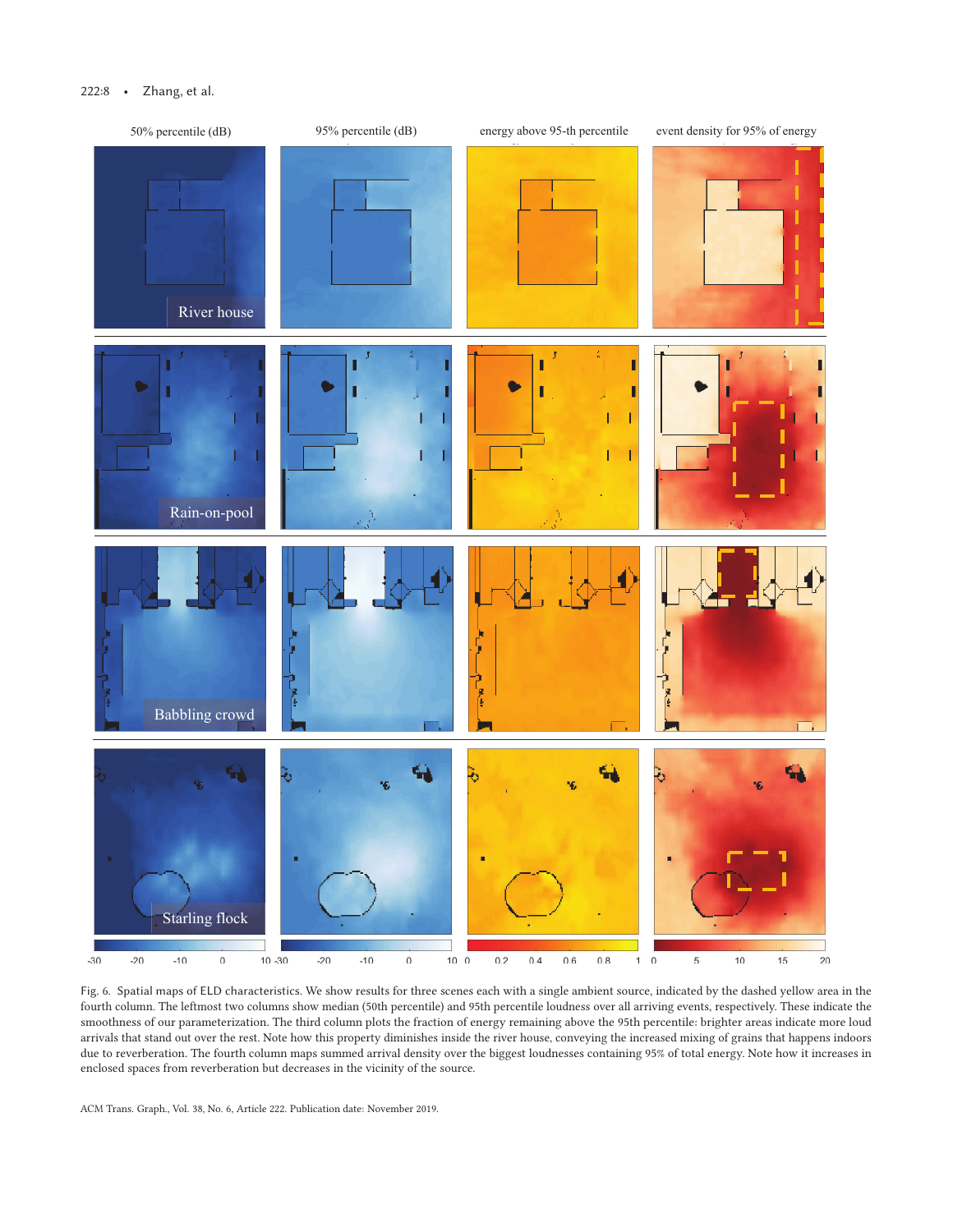Fig. 6. Spatial maps of ELD characteristics. We show results for three scenes each with a single ambient source, indicated by the dashed yellow area in the fourth column. The leftmost two columns show median (50th percentile) and 95th percentile loudness over all arriving events, respectively. These indicate the smoothness of our parameterization. The third column plots the fraction of energy remaining above the 95th percentile: brighter areas indicate more loud arrivals that stand out over the rest. Note how this property diminishes inside the river house, conveying the increased mixing of grains that happens indoors due to reverberation. The fourth column maps summed arrival density over the biggest loudnesses containing 95% of total energy. Note how it increases in enclosed spaces from reverberation but decreases in the vicinity of the source.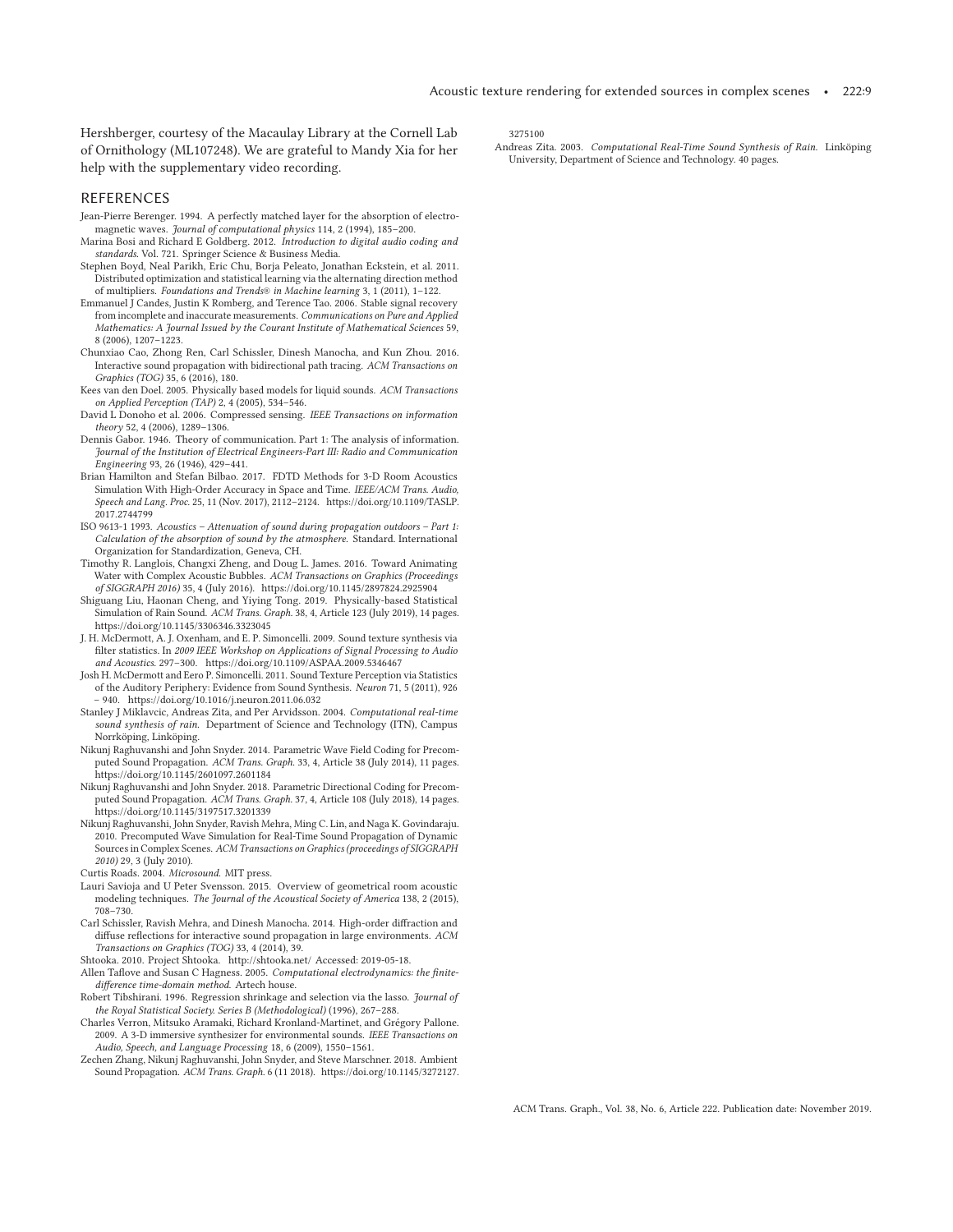Hershberger, courtesy of the Macaulay Library at the Cornell Lab of Ornithology (ML107248). We are grateful to Mandy Xia for her help with the supplementary video recording.

## REFERENCES

Jean-Pierre Berenger. 1994. A perfectly matched layer for the absorption of electromagnetic waves. *Journal of computational physics* 114, 2 (1994), 185–200.

Marina Bosi and Richard E Goldberg. 2012. *Introduction to digital audio coding and standards*. Vol. 721. Springer Science & Business Media.

Stephen Boyd, Neal Parikh, Eric Chu, Borja Peleato, Jonathan Eckstein, et al. 2011. Distributed optimization and statistical learning via the alternating direction method of multipliers. *Foundations and Trends® in Machine learning* 3, 1 (2011), 1–122.

Emmanuel J Candes, Justin K Romberg, and Terence Tao. 2006. Stable signal recovery from incomplete and inaccurate measurements. *Communications on Pure and Applied Mathematics: A Journal Issued by the Courant Institute of Mathematical Sciences* 59, 8 (2006), 1207–1223.

Chunxiao Cao, Zhong Ren, Carl Schissler, Dinesh Manocha, and Kun Zhou. 2016. Interactive sound propagation with bidirectional path tracing. *ACM Transactions on Graphics (TOG)* 35, 6 (2016), 180.

Kees van den Doel. 2005. Physically based models for liquid sounds. *ACM Transactions on Applied Perception (TAP)* 2, 4 (2005), 534–546.

David L Donoho et al. 2006. Compressed sensing. *IEEE Transactions on information theory* 52, 4 (2006), 1289–1306.

Dennis Gabor. 1946. Theory of communication. Part 1: The analysis of information. *Journal of the Institution of Electrical Engineers-Part III: Radio and Communication Engineering* 93, 26 (1946), 429–441.

Brian Hamilton and Stefan Bilbao. 2017. FDTD Methods for 3-D Room Acoustics Simulation With High-Order Accuracy in Space and Time. *IEEE/ACM Trans. Audio, Speech and Lang. Proc.* 25, 11 (Nov. 2017), 2112–2124. https://doi.org/10.1109/TASLP.2017.2744799

ISO 9613-1 1993. *Acoustics – Attenuation of sound during propagation outdoors – Part 1: Calculation of the absorption of sound by the atmosphere*. Standard. International Organization for Standardization, Geneva, CH.

Timothy R. Langlois, Changxi Zheng, and Doug L. James. 2016. Toward Animating Water with Complex Acoustic Bubbles. *ACM Transactions on Graphics (Proceedings of SIGGRAPH 2016)* 35, 4 (July 2016). https://doi.org/10.1145/2897824.2925904

Shiguang Liu, Haonan Cheng, and Yiying Tong. 2019. Physically-based Statistical Simulation of Rain Sound. *ACM Trans. Graph.* 38, 4, Article 123 (July 2019), 14 pages. https://doi.org/10.1145/3306346.3323045

J. H. McDermott, A. J. Oxenham, and E. P. Simoncelli. 2009. Sound texture synthesis via filter statistics. In *2009 IEEE Workshop on Applications of Signal Processing to Audio and Acoustics*. 297–300. https://doi.org/10.1109/ASPAA.2009.5346467

Josh H. McDermott and Eero P. Simoncelli. 2011. Sound Texture Perception via Statistics of the Auditory Periphery: Evidence from Sound Synthesis. *Neuron* 71, 5 (2011), 926 – 940. https://doi.org/10.1016/j.neuron.2011.06.032

Stanley J Miklavcic, Andreas Zita, and Per Arvidsson. 2004. *Computational real-time sound synthesis of rain*. Department of Science and Technology (ITN), Campus Norrköping, Linköping.

Nikunj Raghuvanshi and John Snyder. 2014. Parametric Wave Field Coding for Precomputed Sound Propagation. *ACM Trans. Graph.* 33, 4, Article 38 (July 2014), 11 pages. https://doi.org/10.1145/2601097.2601184

Nikunj Raghuvanshi and John Snyder. 2018. Parametric Directional Coding for Precomputed Sound Propagation. *ACM Trans. Graph.* 37, 4, Article 108 (July 2018), 14 pages. https://doi.org/10.1145/3197517.3201339

Nikunj Raghuvanshi, John Snyder, Ravish Mehra, Ming C. Lin, and Naga K. Govindaraju. 2010. Precomputed Wave Simulation for Real-Time Sound Propagation of Dynamic Sources in Complex Scenes. *ACM Transactions on Graphics (proceedings of SIGGRAPH 2010)* 29, 3 (July 2010).

Curtis Roads. 2004. *Microsound*. MIT press.

Lauri Savioja and U Peter Svensson. 2015. Overview of geometrical room acoustic modeling techniques. *The Journal of the Acoustical Society of America* 138, 2 (2015), 708–730.

Carl Schissler, Ravish Mehra, and Dinesh Manocha. 2014. High-order diffraction and diffuse reflections for interactive sound propagation in large environments. *ACM Transactions on Graphics (TOG)* 33, 4 (2014), 39.

Shtooka. 2010. Project Shtooka. http://shtooka.net/ Accessed: 2019-05-18.

Allen Taflove and Susan C Hagness. 2005. *Computational electrodynamics: the finite-difference time-domain method*. Artech house.

Robert Tibshirani. 1996. Regression shrinkage and selection via the lasso. *Journal of the Royal Statistical Society. Series B (Methodological)* (1996), 267–288.

Charles Verron, Mitsuko Aramaki, Richard Kronland-Martinet, and Grégory Pallone. 2009. A 3-D immersive synthesizer for environmental sounds. *IEEE Transactions on Audio, Speech, and Language Processing* 18, 6 (2009), 1550–1561.

Zechen Zhang, Nikunj Raghuvanshi, John Snyder, and Steve Marschner. 2018. Ambient Sound Propagation. *ACM Trans. Graph.* 6 (11 2018). https://doi.org/10.1145/3272127.3275100

Andreas Zita. 2003. *Computational Real-Time Sound Synthesis of Rain*. Linköping University, Department of Science and Technology. 40 pages.